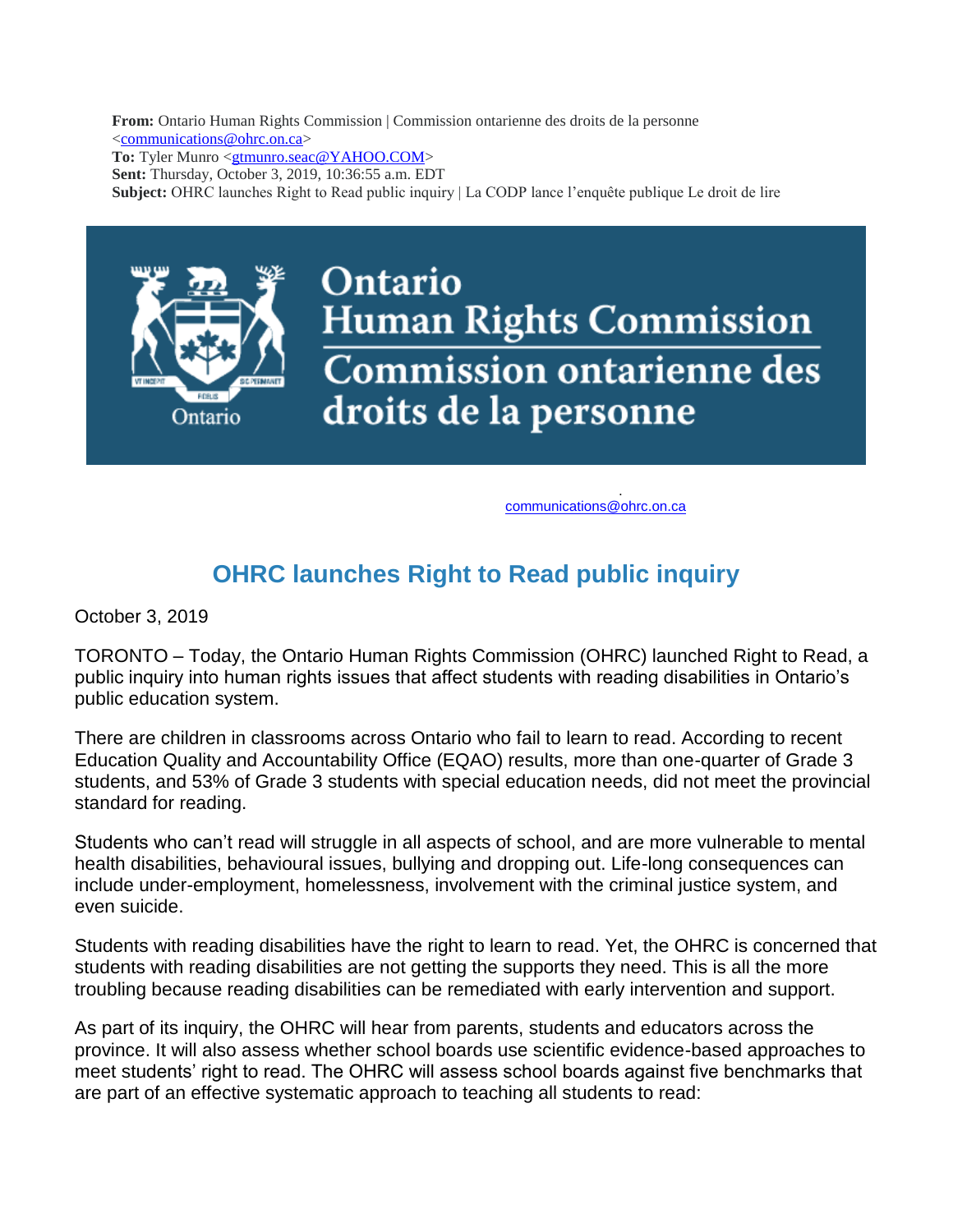**From:** Ontario Human Rights Commission | Commission ontarienne des droits de la personne <communications@ohrc.on.ca>
**To:** Tyler Munro <gtmunro.seac@YAHOO.COM>
**Sent:** Thursday, October 3, 2019, 10:36:55 a.m. EDT
**Subject:** OHRC launches Right to Read public inquiry | La CODP lance l'enquête publique Le droit de lire

Ontario Human Rights Commission
Commission ontarienne des droits de la personne

communications@ohrc.on.ca

# OHRC launches Right to Read public inquiry

October 3, 2019

TORONTO – Today, the Ontario Human Rights Commission (OHRC) launched Right to Read, a public inquiry into human rights issues that affect students with reading disabilities in Ontario's public education system.

There are children in classrooms across Ontario who fail to learn to read. According to recent Education Quality and Accountability Office (EQAO) results, more than one-quarter of Grade 3 students, and 53% of Grade 3 students with special education needs, did not meet the provincial standard for reading.

Students who can't read will struggle in all aspects of school, and are more vulnerable to mental health disabilities, behavioural issues, bullying and dropping out. Life-long consequences can include under-employment, homelessness, involvement with the criminal justice system, and even suicide.

Students with reading disabilities have the right to learn to read. Yet, the OHRC is concerned that students with reading disabilities are not getting the supports they need. This is all the more troubling because reading disabilities can be remediated with early intervention and support.

As part of its inquiry, the OHRC will hear from parents, students and educators across the province. It will also assess whether school boards use scientific evidence-based approaches to meet students' right to read. The OHRC will assess school boards against five benchmarks that are part of an effective systematic approach to teaching all students to read: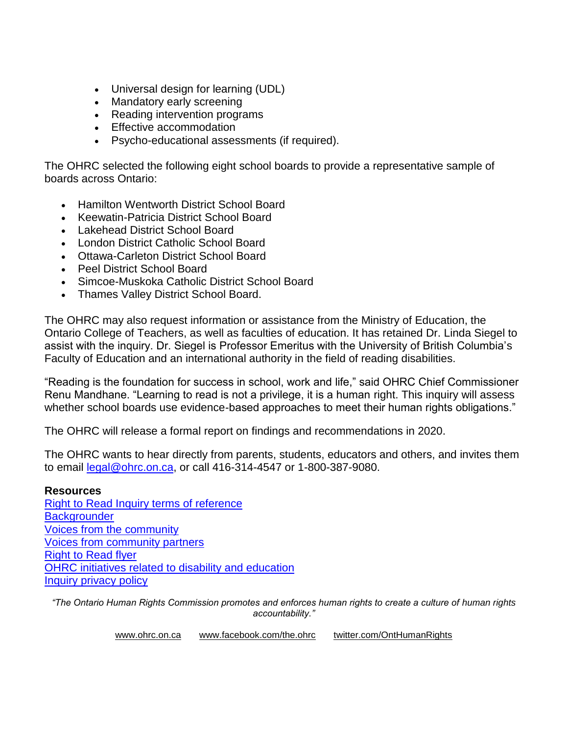- Universal design for learning (UDL)
- Mandatory early screening
- Reading intervention programs
- Effective accommodation
- Psycho-educational assessments (if required).

The OHRC selected the following eight school boards to provide a representative sample of boards across Ontario:

- Hamilton Wentworth District School Board
- Keewatin-Patricia District School Board
- Lakehead District School Board
- London District Catholic School Board
- Ottawa-Carleton District School Board
- Peel District School Board
- Simcoe-Muskoka Catholic District School Board
- Thames Valley District School Board.

The OHRC may also request information or assistance from the Ministry of Education, the Ontario College of Teachers, as well as faculties of education. It has retained Dr. Linda Siegel to assist with the inquiry. Dr. Siegel is Professor Emeritus with the University of British Columbia's Faculty of Education and an international authority in the field of reading disabilities.

"Reading is the foundation for success in school, work and life," said OHRC Chief Commissioner Renu Mandhane. "Learning to read is not a privilege, it is a human right. This inquiry will assess whether school boards use evidence-based approaches to meet their human rights obligations."

The OHRC will release a formal report on findings and recommendations in 2020.

The OHRC wants to hear directly from parents, students, educators and others, and invites them to email legal@ohrc.on.ca, or call 416-314-4547 or 1-800-387-9080.

**Resources**

Right to Read Inquiry terms of reference
Backgrounder
Voices from the community
Voices from community partners
Right to Read flyer
OHRC initiatives related to disability and education
Inquiry privacy policy

*"The Ontario Human Rights Commission promotes and enforces human rights to create a culture of human rights accountability."*

www.ohrc.on.ca www.facebook.com/the.ohrc twitter.com/OntHumanRights